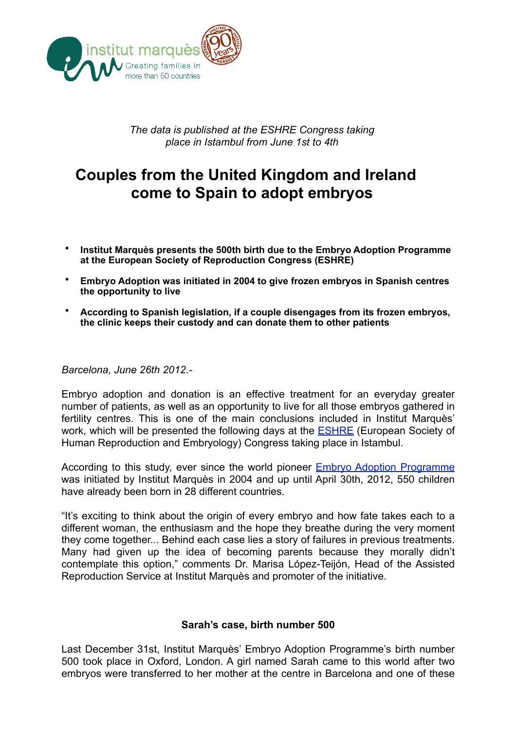institut marquès
Creating families in more than 50 countries

*The data is published at the ESHRE Congress taking place in Istambul from June 1st to 4th*

# Couples from the United Kingdom and Ireland come to Spain to adopt embryos

- **Institut Marquès presents the 500th birth due to the Embryo Adoption Programme at the European Society of Reproduction Congress (ESHRE)**
- **Embryo Adoption was initiated in 2004 to give frozen embryos in Spanish centres the opportunity to live**
- **According to Spanish legislation, if a couple disengages from its frozen embryos, the clinic keeps their custody and can donate them to other patients**

*Barcelona, June 26th 2012.-*

Embryo adoption and donation is an effective treatment for an everyday greater number of patients, as well as an opportunity to live for all those embryos gathered in fertility centres. This is one of the main conclusions included in Institut Marquès' work, which will be presented the following days at the ESHRE (European Society of Human Reproduction and Embryology) Congress taking place in Istambul.

According to this study, ever since the world pioneer Embryo Adoption Programme was initiated by Institut Marquès in 2004 and up until April 30th, 2012, 550 children have already been born in 28 different countries.

"It's exciting to think about the origin of every embryo and how fate takes each to a different woman, the enthusiasm and the hope they breathe during the very moment they come together... Behind each case lies a story of failures in previous treatments. Many had given up the idea of becoming parents because they morally didn't contemplate this option," comments Dr. Marisa López-Teijón, Head of the Assisted Reproduction Service at Institut Marquès and promoter of the initiative.

**Sarah's case, birth number 500**

Last December 31st, Institut Marquès' Embryo Adoption Programme's birth number 500 took place in Oxford, London. A girl named Sarah came to this world after two embryos were transferred to her mother at the centre in Barcelona and one of these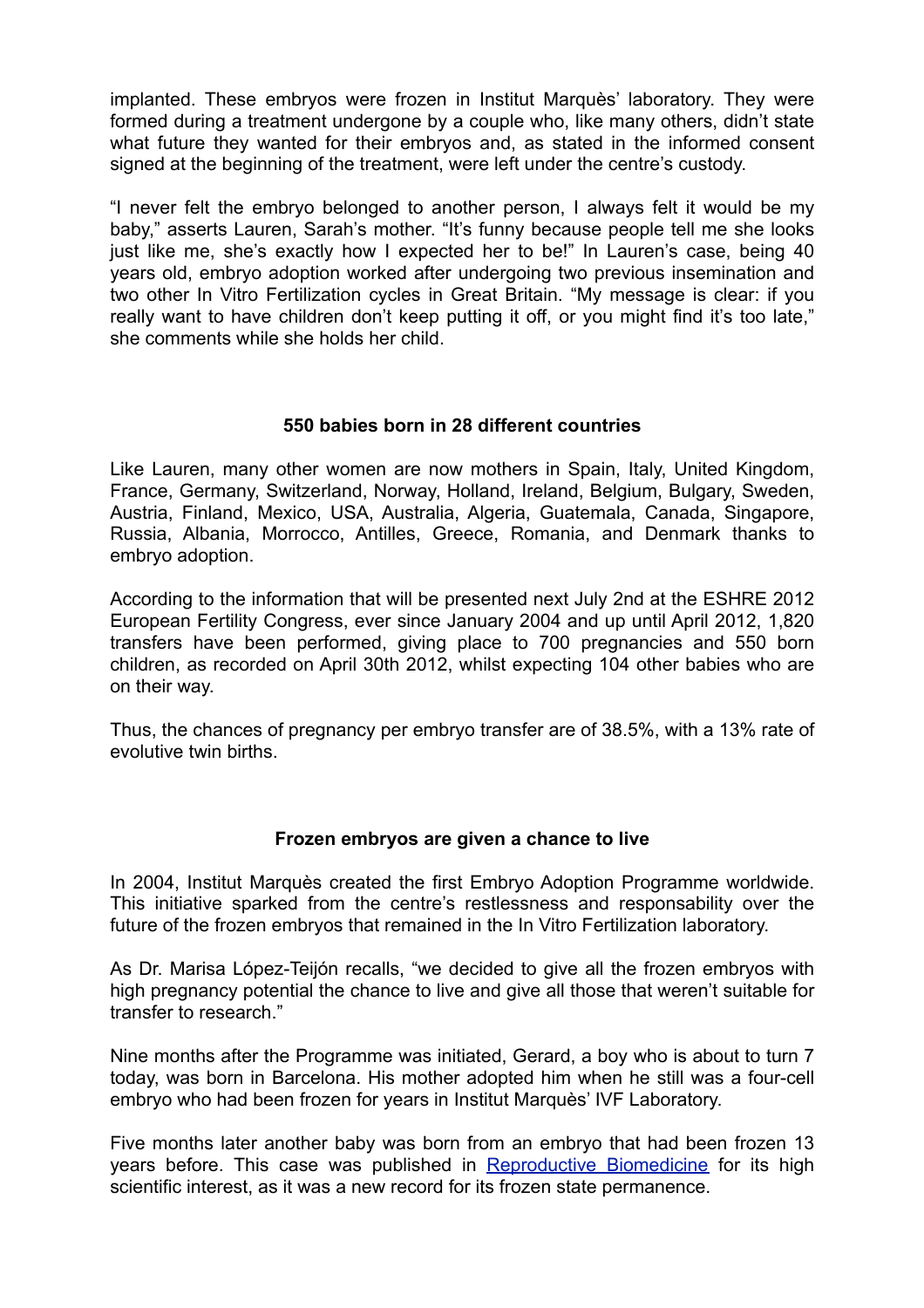implanted. These embryos were frozen in Institut Marquès' laboratory. They were formed during a treatment undergone by a couple who, like many others, didn't state what future they wanted for their embryos and, as stated in the informed consent signed at the beginning of the treatment, were left under the centre's custody.

"I never felt the embryo belonged to another person, I always felt it would be my baby," asserts Lauren, Sarah's mother. "It's funny because people tell me she looks just like me, she's exactly how I expected her to be!" In Lauren's case, being 40 years old, embryo adoption worked after undergoing two previous insemination and two other In Vitro Fertilization cycles in Great Britain. "My message is clear: if you really want to have children don't keep putting it off, or you might find it's too late," she comments while she holds her child.

## 550 babies born in 28 different countries

Like Lauren, many other women are now mothers in Spain, Italy, United Kingdom, France, Germany, Switzerland, Norway, Holland, Ireland, Belgium, Bulgary, Sweden, Austria, Finland, Mexico, USA, Australia, Algeria, Guatemala, Canada, Singapore, Russia, Albania, Morrocco, Antilles, Greece, Romania, and Denmark thanks to embryo adoption.

According to the information that will be presented next July 2nd at the ESHRE 2012 European Fertility Congress, ever since January 2004 and up until April 2012, 1,820 transfers have been performed, giving place to 700 pregnancies and 550 born children, as recorded on April 30th 2012, whilst expecting 104 other babies who are on their way.

Thus, the chances of pregnancy per embryo transfer are of 38.5%, with a 13% rate of evolutive twin births.

## Frozen embryos are given a chance to live

In 2004, Institut Marquès created the first Embryo Adoption Programme worldwide. This initiative sparked from the centre's restlessness and responsability over the future of the frozen embryos that remained in the In Vitro Fertilization laboratory.

As Dr. Marisa López-Teijón recalls, "we decided to give all the frozen embryos with high pregnancy potential the chance to live and give all those that weren't suitable for transfer to research."

Nine months after the Programme was initiated, Gerard, a boy who is about to turn 7 today, was born in Barcelona. His mother adopted him when he still was a four-cell embryo who had been frozen for years in Institut Marquès' IVF Laboratory.

Five months later another baby was born from an embryo that had been frozen 13 years before. This case was published in Reproductive Biomedicine for its high scientific interest, as it was a new record for its frozen state permanence.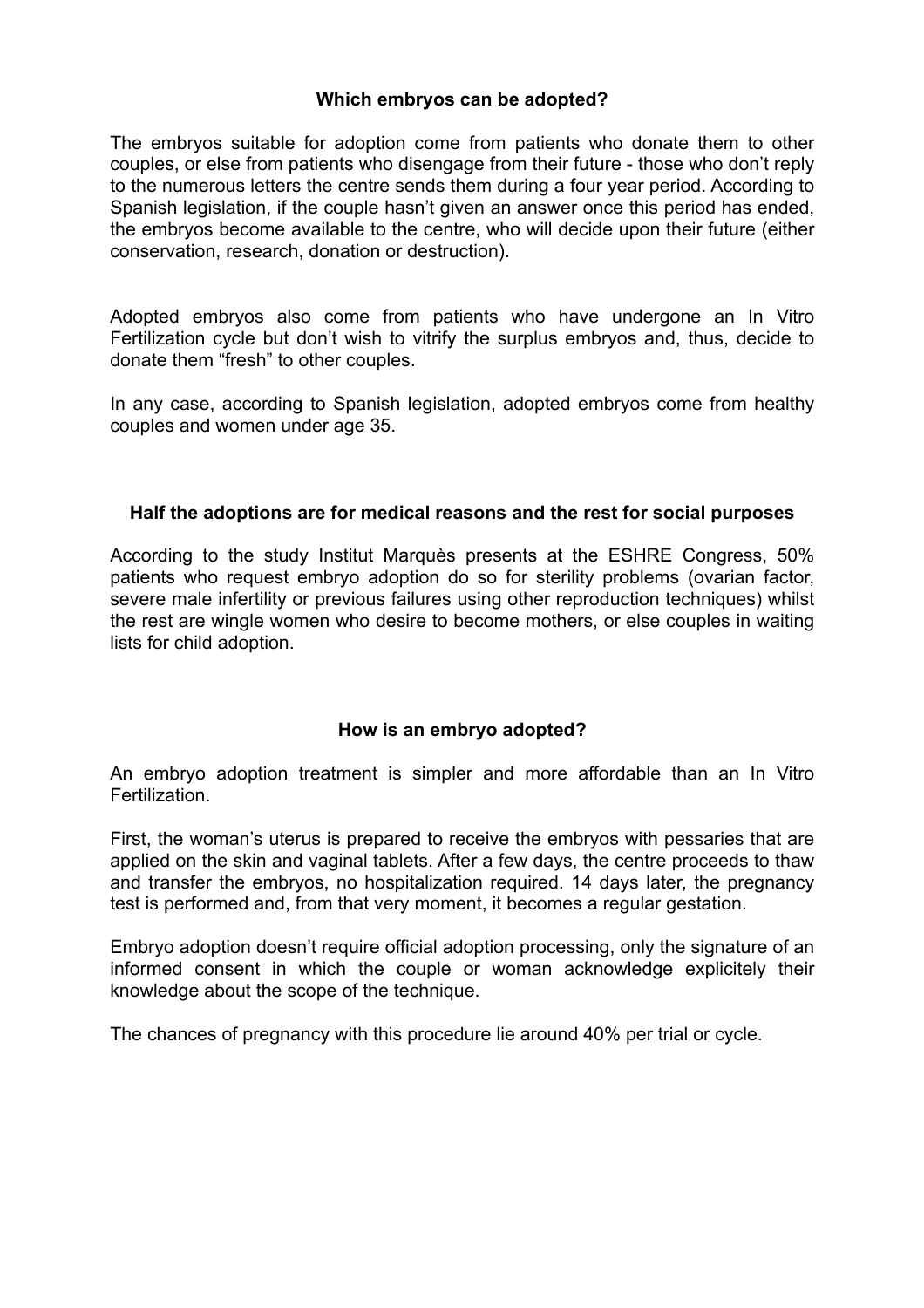### Which embryos can be adopted?

The embryos suitable for adoption come from patients who donate them to other couples, or else from patients who disengage from their future - those who don't reply to the numerous letters the centre sends them during a four year period. According to Spanish legislation, if the couple hasn't given an answer once this period has ended, the embryos become available to the centre, who will decide upon their future (either conservation, research, donation or destruction).

Adopted embryos also come from patients who have undergone an In Vitro Fertilization cycle but don't wish to vitrify the surplus embryos and, thus, decide to donate them "fresh" to other couples.

In any case, according to Spanish legislation, adopted embryos come from healthy couples and women under age 35.

### Half the adoptions are for medical reasons and the rest for social purposes

According to the study Institut Marquès presents at the ESHRE Congress, 50% patients who request embryo adoption do so for sterility problems (ovarian factor, severe male infertility or previous failures using other reproduction techniques) whilst the rest are wingle women who desire to become mothers, or else couples in waiting lists for child adoption.

### How is an embryo adopted?

An embryo adoption treatment is simpler and more affordable than an In Vitro Fertilization.

First, the woman's uterus is prepared to receive the embryos with pessaries that are applied on the skin and vaginal tablets. After a few days, the centre proceeds to thaw and transfer the embryos, no hospitalization required. 14 days later, the pregnancy test is performed and, from that very moment, it becomes a regular gestation.

Embryo adoption doesn't require official adoption processing, only the signature of an informed consent in which the couple or woman acknowledge explicitely their knowledge about the scope of the technique.

The chances of pregnancy with this procedure lie around 40% per trial or cycle.